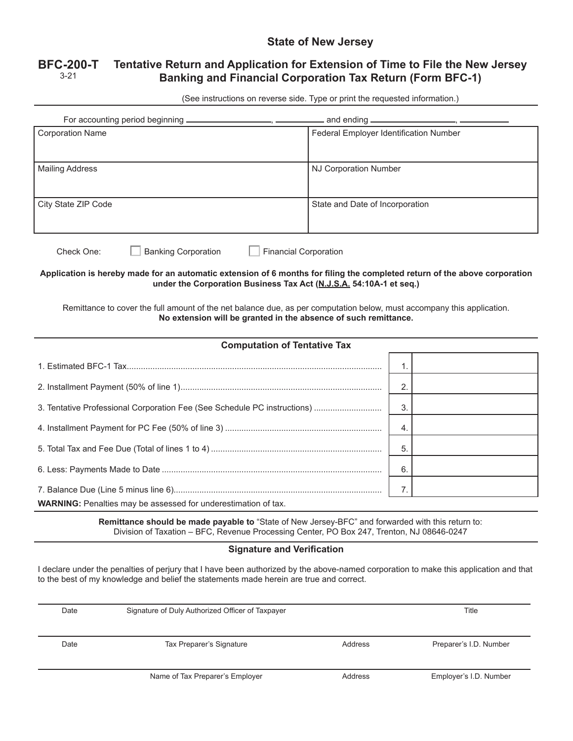# State of New Jersey

## BFC-200-T Tentative Return and Application for Extension of Time to File the New Jersey Banking and Financial Corporation Tax Return (Form BFC-1)

3-21

(See instructions on reverse side. Type or print the requested information.)

For accounting period beginning ____________________, ____________ and ending ____________________, ____________

| Corporation Name | Federal Employer Identification Number |
|---|---|
| Mailing Address | NJ Corporation Number |
| City State ZIP Code | State and Date of Incorporation |

Check One: ☐ Banking Corporation ☐ Financial Corporation

**Application is hereby made for an automatic extension of 6 months for filing the completed return of the above corporation under the Corporation Business Tax Act (N.J.S.A. 54:10A-1 et seq.)**

Remittance to cover the full amount of the net balance due, as per computation below, must accompany this application.
**No extension will be granted in the absence of such remittance.**

### Computation of Tentative Tax

| | | |
|---|---|---|
| 1. Estimated BFC-1 Tax | 1. | |
| 2. Installment Payment (50% of line 1) | 2. | |
| 3. Tentative Professional Corporation Fee (See Schedule PC instructions) | 3. | |
| 4. Installment Payment for PC Fee (50% of line 3) | 4. | |
| 5. Total Tax and Fee Due (Total of lines 1 to 4) | 5. | |
| 6. Less: Payments Made to Date | 6. | |
| 7. Balance Due (Line 5 minus line 6) | 7. | |

**WARNING:** Penalties may be assessed for underestimation of tax.

**Remittance should be made payable to** "State of New Jersey-BFC" and forwarded with this return to:
Division of Taxation – BFC, Revenue Processing Center, PO Box 247, Trenton, NJ 08646-0247

### Signature and Verification

I declare under the penalties of perjury that I have been authorized by the above-named corporation to make this application and that to the best of my knowledge and belief the statements made herein are true and correct.

| Date | Signature of Duly Authorized Officer of Taxpayer | | Title |
|---|---|---|---|
| Date | Tax Preparer's Signature | Address | Preparer's I.D. Number |
| | Name of Tax Preparer's Employer | Address | Employer's I.D. Number |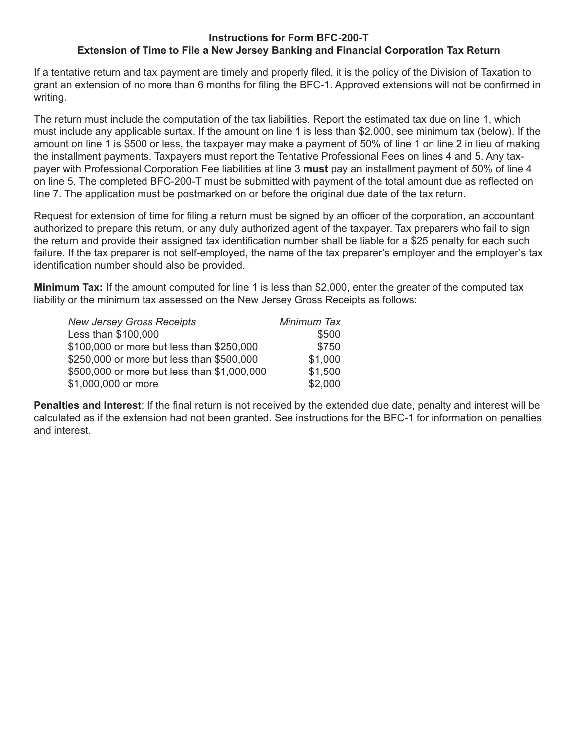# Instructions for Form BFC-200-T
## Extension of Time to File a New Jersey Banking and Financial Corporation Tax Return

If a tentative return and tax payment are timely and properly filed, it is the policy of the Division of Taxation to grant an extension of no more than 6 months for filing the BFC-1. Approved extensions will not be confirmed in writing.

The return must include the computation of the tax liabilities. Report the estimated tax due on line 1, which must include any applicable surtax. If the amount on line 1 is less than $2,000, see minimum tax (below). If the amount on line 1 is $500 or less, the taxpayer may make a payment of 50% of line 1 on line 2 in lieu of making the installment payments. Taxpayers must report the Tentative Professional Fees on lines 4 and 5. Any taxpayer with Professional Corporation Fee liabilities at line 3 **must** pay an installment payment of 50% of line 4 on line 5. The completed BFC-200-T must be submitted with payment of the total amount due as reflected on line 7. The application must be postmarked on or before the original due date of the tax return.

Request for extension of time for filing a return must be signed by an officer of the corporation, an accountant authorized to prepare this return, or any duly authorized agent of the taxpayer. Tax preparers who fail to sign the return and provide their assigned tax identification number shall be liable for a $25 penalty for each such failure. If the tax preparer is not self-employed, the name of the tax preparer's employer and the employer's tax identification number should also be provided.

**Minimum Tax:** If the amount computed for line 1 is less than $2,000, enter the greater of the computed tax liability or the minimum tax assessed on the New Jersey Gross Receipts as follows:

| *New Jersey Gross Receipts* | *Minimum Tax* |
|---|---:|
| Less than $100,000 | $500 |
| $100,000 or more but less than $250,000 | $750 |
| $250,000 or more but less than $500,000 | $1,000 |
| $500,000 or more but less than $1,000,000 | $1,500 |
| $1,000,000 or more | $2,000 |

**Penalties and Interest**: If the final return is not received by the extended due date, penalty and interest will be calculated as if the extension had not been granted. See instructions for the BFC-1 for information on penalties and interest.